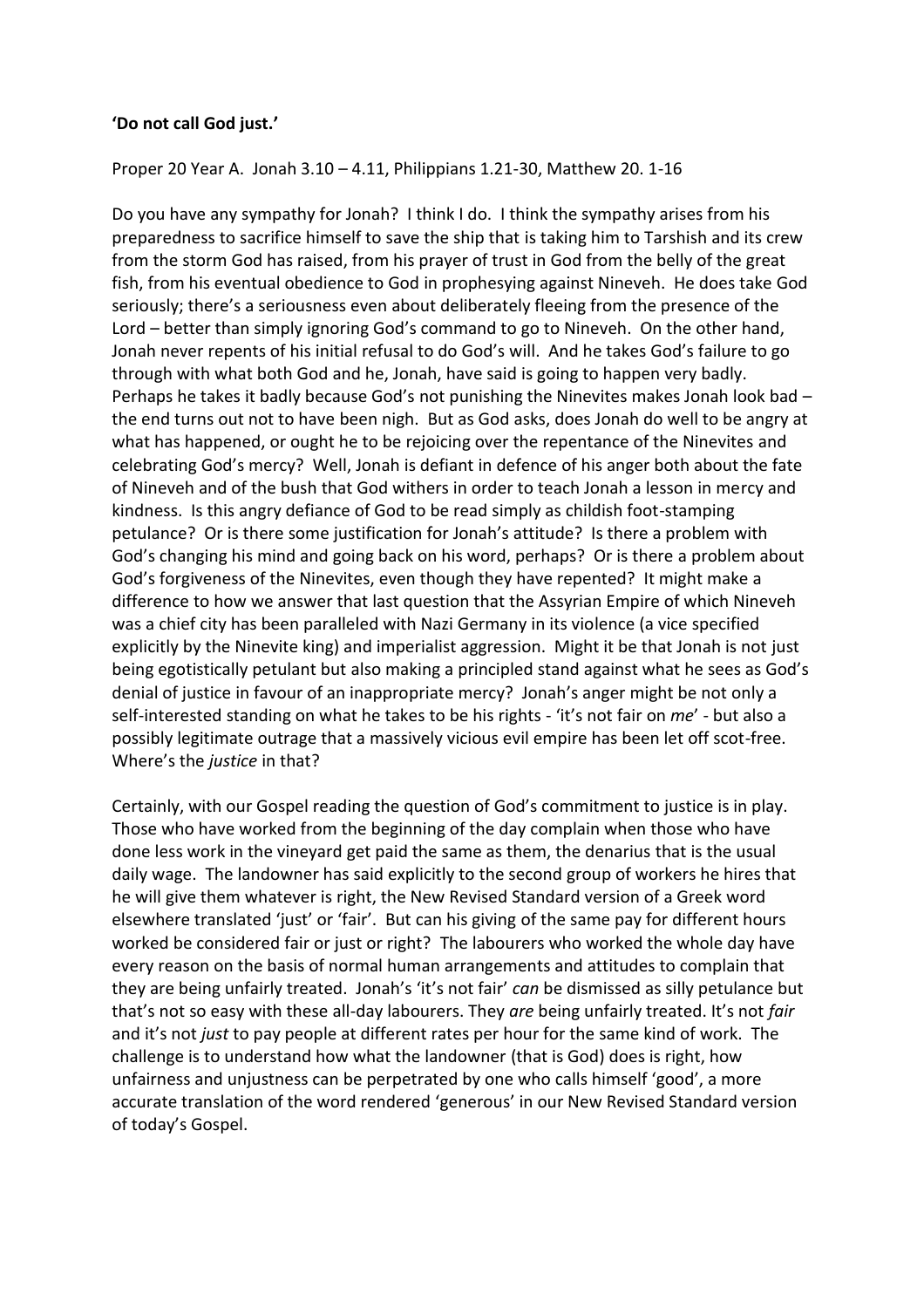**'Do not call God just.'**

Proper 20 Year A. Jonah 3.10 – 4.11, Philippians 1.21-30, Matthew 20. 1-16

Do you have any sympathy for Jonah? I think I do. I think the sympathy arises from his preparedness to sacrifice himself to save the ship that is taking him to Tarshish and its crew from the storm God has raised, from his prayer of trust in God from the belly of the great fish, from his eventual obedience to God in prophesying against Nineveh. He does take God seriously; there's a seriousness even about deliberately fleeing from the presence of the Lord – better than simply ignoring God's command to go to Nineveh. On the other hand, Jonah never repents of his initial refusal to do God's will. And he takes God's failure to go through with what both God and he, Jonah, have said is going to happen very badly. Perhaps he takes it badly because God's not punishing the Ninevites makes Jonah look bad – the end turns out not to have been nigh. But as God asks, does Jonah do well to be angry at what has happened, or ought he to be rejoicing over the repentance of the Ninevites and celebrating God's mercy? Well, Jonah is defiant in defence of his anger both about the fate of Nineveh and of the bush that God withers in order to teach Jonah a lesson in mercy and kindness. Is this angry defiance of God to be read simply as childish foot-stamping petulance? Or is there some justification for Jonah's attitude? Is there a problem with God's changing his mind and going back on his word, perhaps? Or is there a problem about God's forgiveness of the Ninevites, even though they have repented? It might make a difference to how we answer that last question that the Assyrian Empire of which Nineveh was a chief city has been paralleled with Nazi Germany in its violence (a vice specified explicitly by the Ninevite king) and imperialist aggression. Might it be that Jonah is not just being egotistically petulant but also making a principled stand against what he sees as God's denial of justice in favour of an inappropriate mercy? Jonah's anger might be not only a self-interested standing on what he takes to be his rights - 'it's not fair on *me*' - but also a possibly legitimate outrage that a massively vicious evil empire has been let off scot-free. Where's the *justice* in that?

Certainly, with our Gospel reading the question of God's commitment to justice is in play. Those who have worked from the beginning of the day complain when those who have done less work in the vineyard get paid the same as them, the denarius that is the usual daily wage. The landowner has said explicitly to the second group of workers he hires that he will give them whatever is right, the New Revised Standard version of a Greek word elsewhere translated 'just' or 'fair'. But can his giving of the same pay for different hours worked be considered fair or just or right? The labourers who worked the whole day have every reason on the basis of normal human arrangements and attitudes to complain that they are being unfairly treated. Jonah's 'it's not fair' *can* be dismissed as silly petulance but that's not so easy with these all-day labourers. They *are* being unfairly treated. It's not *fair* and it's not *just* to pay people at different rates per hour for the same kind of work. The challenge is to understand how what the landowner (that is God) does is right, how unfairness and unjustness can be perpetrated by one who calls himself 'good', a more accurate translation of the word rendered 'generous' in our New Revised Standard version of today's Gospel.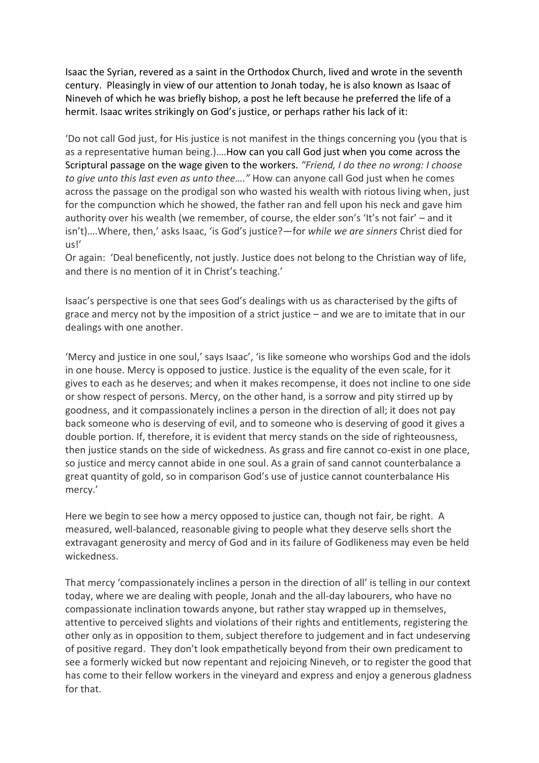Isaac the Syrian, revered as a saint in the Orthodox Church, lived and wrote in the seventh century. Pleasingly in view of our attention to Jonah today, he is also known as Isaac of Nineveh of which he was briefly bishop, a post he left because he preferred the life of a hermit. Isaac writes strikingly on God's justice, or perhaps rather his lack of it:

'Do not call God just, for His justice is not manifest in the things concerning you (you that is as a representative human being.)….How can you call God just when you come across the Scriptural passage on the wage given to the workers. *"Friend, I do thee no wrong: I choose to give unto this last even as unto thee…."* How can anyone call God just when he comes across the passage on the prodigal son who wasted his wealth with riotous living when, just for the compunction which he showed, the father ran and fell upon his neck and gave him authority over his wealth (we remember, of course, the elder son's 'It's not fair' – and it isn't)….Where, then,' asks Isaac, 'is God's justice?—for *while we are sinners* Christ died for us!'

Or again: 'Deal beneficently, not justly. Justice does not belong to the Christian way of life, and there is no mention of it in Christ's teaching.'

Isaac's perspective is one that sees God's dealings with us as characterised by the gifts of grace and mercy not by the imposition of a strict justice – and we are to imitate that in our dealings with one another.

'Mercy and justice in one soul,' says Isaac', 'is like someone who worships God and the idols in one house. Mercy is opposed to justice. Justice is the equality of the even scale, for it gives to each as he deserves; and when it makes recompense, it does not incline to one side or show respect of persons. Mercy, on the other hand, is a sorrow and pity stirred up by goodness, and it compassionately inclines a person in the direction of all; it does not pay back someone who is deserving of evil, and to someone who is deserving of good it gives a double portion. If, therefore, it is evident that mercy stands on the side of righteousness, then justice stands on the side of wickedness. As grass and fire cannot co-exist in one place, so justice and mercy cannot abide in one soul. As a grain of sand cannot counterbalance a great quantity of gold, so in comparison God's use of justice cannot counterbalance His mercy.'

Here we begin to see how a mercy opposed to justice can, though not fair, be right. A measured, well-balanced, reasonable giving to people what they deserve sells short the extravagant generosity and mercy of God and in its failure of Godlikeness may even be held wickedness.

That mercy 'compassionately inclines a person in the direction of all' is telling in our context today, where we are dealing with people, Jonah and the all-day labourers, who have no compassionate inclination towards anyone, but rather stay wrapped up in themselves, attentive to perceived slights and violations of their rights and entitlements, registering the other only as in opposition to them, subject therefore to judgement and in fact undeserving of positive regard. They don't look empathetically beyond from their own predicament to see a formerly wicked but now repentant and rejoicing Nineveh, or to register the good that has come to their fellow workers in the vineyard and express and enjoy a generous gladness for that.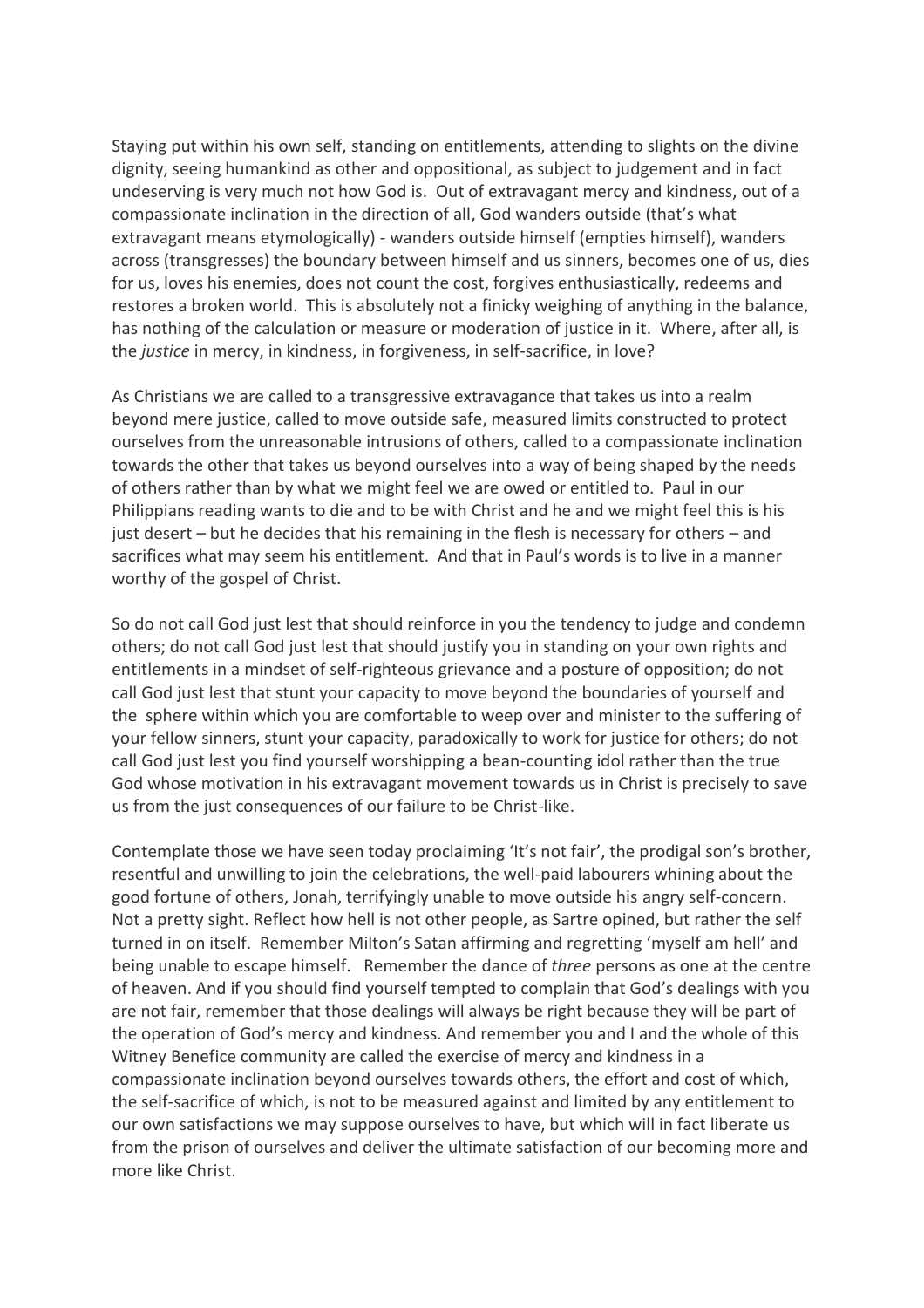Staying put within his own self, standing on entitlements, attending to slights on the divine dignity, seeing humankind as other and oppositional, as subject to judgement and in fact undeserving is very much not how God is. Out of extravagant mercy and kindness, out of a compassionate inclination in the direction of all, God wanders outside (that's what extravagant means etymologically) - wanders outside himself (empties himself), wanders across (transgresses) the boundary between himself and us sinners, becomes one of us, dies for us, loves his enemies, does not count the cost, forgives enthusiastically, redeems and restores a broken world. This is absolutely not a finicky weighing of anything in the balance, has nothing of the calculation or measure or moderation of justice in it. Where, after all, is the *justice* in mercy, in kindness, in forgiveness, in self-sacrifice, in love?

As Christians we are called to a transgressive extravagance that takes us into a realm beyond mere justice, called to move outside safe, measured limits constructed to protect ourselves from the unreasonable intrusions of others, called to a compassionate inclination towards the other that takes us beyond ourselves into a way of being shaped by the needs of others rather than by what we might feel we are owed or entitled to. Paul in our Philippians reading wants to die and to be with Christ and he and we might feel this is his just desert – but he decides that his remaining in the flesh is necessary for others – and sacrifices what may seem his entitlement. And that in Paul's words is to live in a manner worthy of the gospel of Christ.

So do not call God just lest that should reinforce in you the tendency to judge and condemn others; do not call God just lest that should justify you in standing on your own rights and entitlements in a mindset of self-righteous grievance and a posture of opposition; do not call God just lest that stunt your capacity to move beyond the boundaries of yourself and the sphere within which you are comfortable to weep over and minister to the suffering of your fellow sinners, stunt your capacity, paradoxically to work for justice for others; do not call God just lest you find yourself worshipping a bean-counting idol rather than the true God whose motivation in his extravagant movement towards us in Christ is precisely to save us from the just consequences of our failure to be Christ-like.

Contemplate those we have seen today proclaiming 'It's not fair', the prodigal son's brother, resentful and unwilling to join the celebrations, the well-paid labourers whining about the good fortune of others, Jonah, terrifyingly unable to move outside his angry self-concern. Not a pretty sight. Reflect how hell is not other people, as Sartre opined, but rather the self turned in on itself. Remember Milton's Satan affirming and regretting 'myself am hell' and being unable to escape himself. Remember the dance of *three* persons as one at the centre of heaven. And if you should find yourself tempted to complain that God's dealings with you are not fair, remember that those dealings will always be right because they will be part of the operation of God's mercy and kindness. And remember you and I and the whole of this Witney Benefice community are called the exercise of mercy and kindness in a compassionate inclination beyond ourselves towards others, the effort and cost of which, the self-sacrifice of which, is not to be measured against and limited by any entitlement to our own satisfactions we may suppose ourselves to have, but which will in fact liberate us from the prison of ourselves and deliver the ultimate satisfaction of our becoming more and more like Christ.